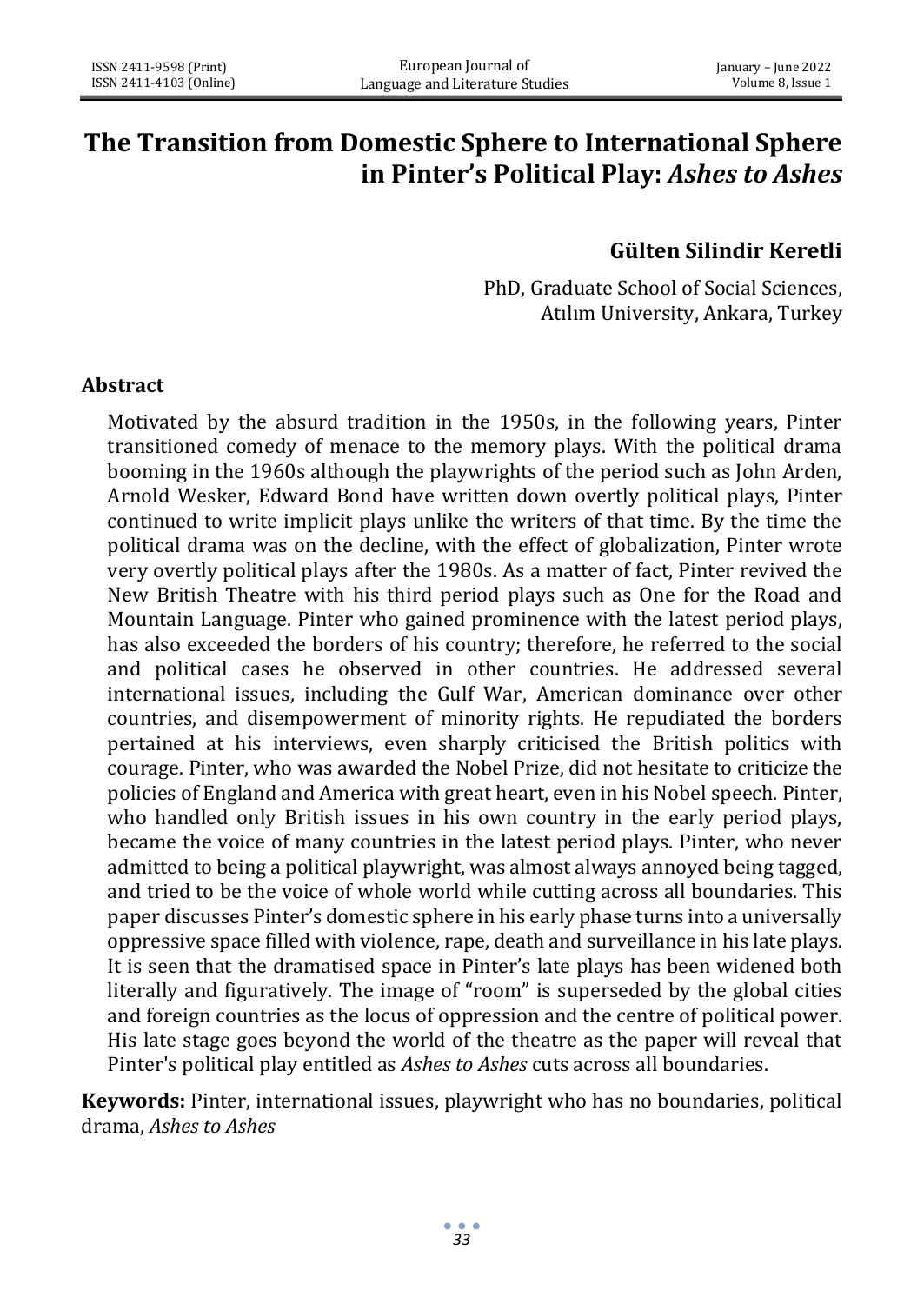# The Transition from Domestic Sphere to International Sphere in Pinter's Political Play: *Ashes to Ashes*

**Gülten Silindir Keretli**

PhD, Graduate School of Social Sciences, Atılım University, Ankara, Turkey

## Abstract

Motivated by the absurd tradition in the 1950s, in the following years, Pinter transitioned comedy of menace to the memory plays. With the political drama booming in the 1960s although the playwrights of the period such as John Arden, Arnold Wesker, Edward Bond have written down overtly political plays, Pinter continued to write implicit plays unlike the writers of that time. By the time the political drama was on the decline, with the effect of globalization, Pinter wrote very overtly political plays after the 1980s. As a matter of fact, Pinter revived the New British Theatre with his third period plays such as One for the Road and Mountain Language. Pinter who gained prominence with the latest period plays, has also exceeded the borders of his country; therefore, he referred to the social and political cases he observed in other countries. He addressed several international issues, including the Gulf War, American dominance over other countries, and disempowerment of minority rights. He repudiated the borders pertained at his interviews, even sharply criticised the British politics with courage. Pinter, who was awarded the Nobel Prize, did not hesitate to criticize the policies of England and America with great heart, even in his Nobel speech. Pinter, who handled only British issues in his own country in the early period plays, became the voice of many countries in the latest period plays. Pinter, who never admitted to being a political playwright, was almost always annoyed being tagged, and tried to be the voice of whole world while cutting across all boundaries. This paper discusses Pinter's domestic sphere in his early phase turns into a universally oppressive space filled with violence, rape, death and surveillance in his late plays. It is seen that the dramatised space in Pinter's late plays has been widened both literally and figuratively. The image of "room" is superseded by the global cities and foreign countries as the locus of oppression and the centre of political power. His late stage goes beyond the world of the theatre as the paper will reveal that Pinter's political play entitled as *Ashes to Ashes* cuts across all boundaries.

**Keywords:** Pinter, international issues, playwright who has no boundaries, political drama, *Ashes to Ashes*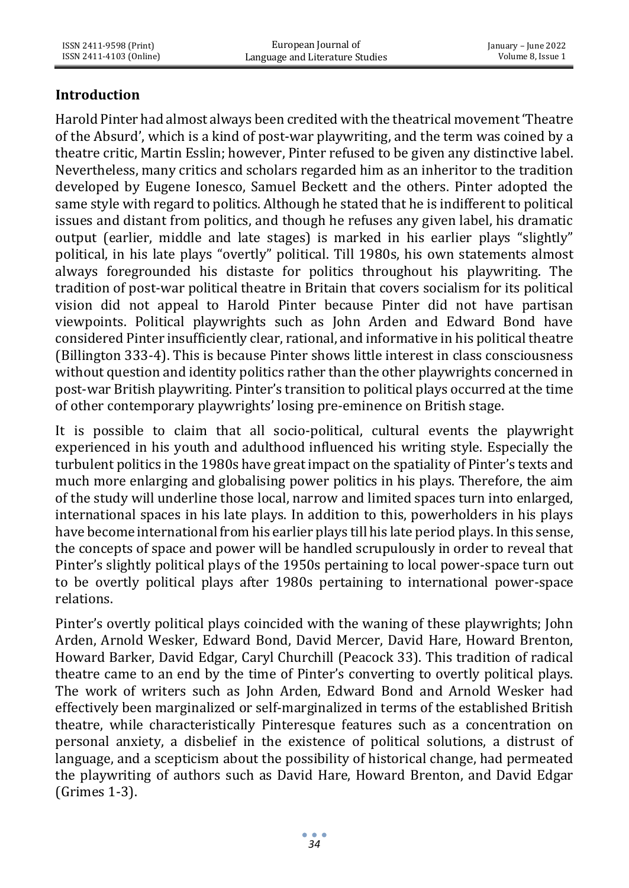## Introduction

Harold Pinter had almost always been credited with the theatrical movement 'Theatre of the Absurd', which is a kind of post-war playwriting, and the term was coined by a theatre critic, Martin Esslin; however, Pinter refused to be given any distinctive label. Nevertheless, many critics and scholars regarded him as an inheritor to the tradition developed by Eugene Ionesco, Samuel Beckett and the others. Pinter adopted the same style with regard to politics. Although he stated that he is indifferent to political issues and distant from politics, and though he refuses any given label, his dramatic output (earlier, middle and late stages) is marked in his earlier plays "slightly" political, in his late plays "overtly" political. Till 1980s, his own statements almost always foregrounded his distaste for politics throughout his playwriting. The tradition of post-war political theatre in Britain that covers socialism for its political vision did not appeal to Harold Pinter because Pinter did not have partisan viewpoints. Political playwrights such as John Arden and Edward Bond have considered Pinter insufficiently clear, rational, and informative in his political theatre (Billington 333-4). This is because Pinter shows little interest in class consciousness without question and identity politics rather than the other playwrights concerned in post-war British playwriting. Pinter's transition to political plays occurred at the time of other contemporary playwrights' losing pre-eminence on British stage.

It is possible to claim that all socio-political, cultural events the playwright experienced in his youth and adulthood influenced his writing style. Especially the turbulent politics in the 1980s have great impact on the spatiality of Pinter's texts and much more enlarging and globalising power politics in his plays. Therefore, the aim of the study will underline those local, narrow and limited spaces turn into enlarged, international spaces in his late plays. In addition to this, powerholders in his plays have become international from his earlier plays till his late period plays. In this sense, the concepts of space and power will be handled scrupulously in order to reveal that Pinter's slightly political plays of the 1950s pertaining to local power-space turn out to be overtly political plays after 1980s pertaining to international power-space relations.

Pinter's overtly political plays coincided with the waning of these playwrights; John Arden, Arnold Wesker, Edward Bond, David Mercer, David Hare, Howard Brenton, Howard Barker, David Edgar, Caryl Churchill (Peacock 33). This tradition of radical theatre came to an end by the time of Pinter's converting to overtly political plays. The work of writers such as John Arden, Edward Bond and Arnold Wesker had effectively been marginalized or self-marginalized in terms of the established British theatre, while characteristically Pinteresque features such as a concentration on personal anxiety, a disbelief in the existence of political solutions, a distrust of language, and a scepticism about the possibility of historical change, had permeated the playwriting of authors such as David Hare, Howard Brenton, and David Edgar (Grimes 1-3).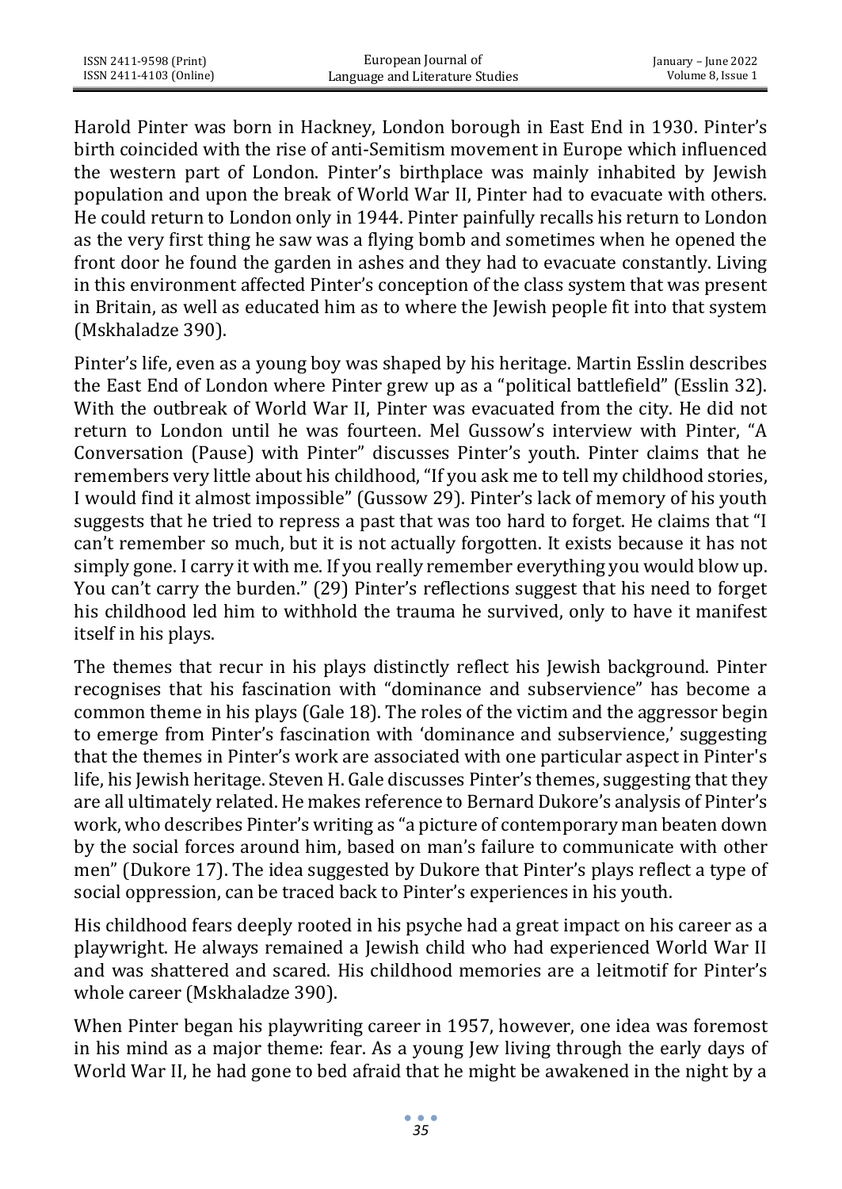Harold Pinter was born in Hackney, London borough in East End in 1930. Pinter's birth coincided with the rise of anti-Semitism movement in Europe which influenced the western part of London. Pinter's birthplace was mainly inhabited by Jewish population and upon the break of World War II, Pinter had to evacuate with others. He could return to London only in 1944. Pinter painfully recalls his return to London as the very first thing he saw was a flying bomb and sometimes when he opened the front door he found the garden in ashes and they had to evacuate constantly. Living in this environment affected Pinter's conception of the class system that was present in Britain, as well as educated him as to where the Jewish people fit into that system (Mskhaladze 390).

Pinter's life, even as a young boy was shaped by his heritage. Martin Esslin describes the East End of London where Pinter grew up as a "political battlefield" (Esslin 32). With the outbreak of World War II, Pinter was evacuated from the city. He did not return to London until he was fourteen. Mel Gussow's interview with Pinter, "A Conversation (Pause) with Pinter" discusses Pinter's youth. Pinter claims that he remembers very little about his childhood, "If you ask me to tell my childhood stories, I would find it almost impossible" (Gussow 29). Pinter's lack of memory of his youth suggests that he tried to repress a past that was too hard to forget. He claims that "I can't remember so much, but it is not actually forgotten. It exists because it has not simply gone. I carry it with me. If you really remember everything you would blow up. You can't carry the burden." (29) Pinter's reflections suggest that his need to forget his childhood led him to withhold the trauma he survived, only to have it manifest itself in his plays.

The themes that recur in his plays distinctly reflect his Jewish background. Pinter recognises that his fascination with "dominance and subservience" has become a common theme in his plays (Gale 18). The roles of the victim and the aggressor begin to emerge from Pinter's fascination with 'dominance and subservience,' suggesting that the themes in Pinter's work are associated with one particular aspect in Pinter's life, his Jewish heritage. Steven H. Gale discusses Pinter's themes, suggesting that they are all ultimately related. He makes reference to Bernard Dukore's analysis of Pinter's work, who describes Pinter's writing as "a picture of contemporary man beaten down by the social forces around him, based on man's failure to communicate with other men" (Dukore 17). The idea suggested by Dukore that Pinter's plays reflect a type of social oppression, can be traced back to Pinter's experiences in his youth.

His childhood fears deeply rooted in his psyche had a great impact on his career as a playwright. He always remained a Jewish child who had experienced World War II and was shattered and scared. His childhood memories are a leitmotif for Pinter's whole career (Mskhaladze 390).

When Pinter began his playwriting career in 1957, however, one idea was foremost in his mind as a major theme: fear. As a young Jew living through the early days of World War II, he had gone to bed afraid that he might be awakened in the night by a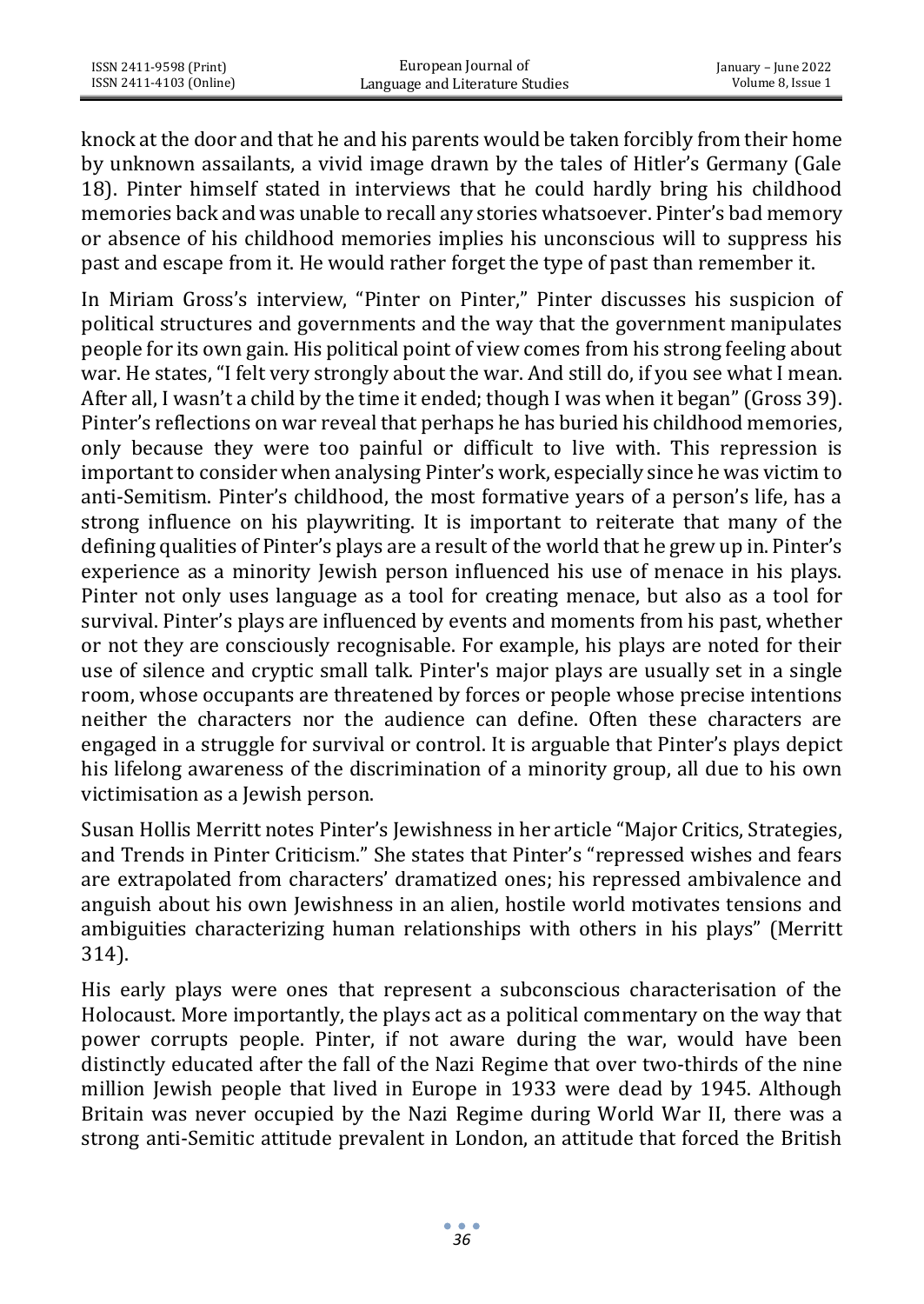knock at the door and that he and his parents would be taken forcibly from their home by unknown assailants, a vivid image drawn by the tales of Hitler's Germany (Gale 18). Pinter himself stated in interviews that he could hardly bring his childhood memories back and was unable to recall any stories whatsoever. Pinter's bad memory or absence of his childhood memories implies his unconscious will to suppress his past and escape from it. He would rather forget the type of past than remember it.

In Miriam Gross's interview, "Pinter on Pinter," Pinter discusses his suspicion of political structures and governments and the way that the government manipulates people for its own gain. His political point of view comes from his strong feeling about war. He states, "I felt very strongly about the war. And still do, if you see what I mean. After all, I wasn't a child by the time it ended; though I was when it began" (Gross 39). Pinter's reflections on war reveal that perhaps he has buried his childhood memories, only because they were too painful or difficult to live with. This repression is important to consider when analysing Pinter's work, especially since he was victim to anti-Semitism. Pinter's childhood, the most formative years of a person's life, has a strong influence on his playwriting. It is important to reiterate that many of the defining qualities of Pinter's plays are a result of the world that he grew up in. Pinter's experience as a minority Jewish person influenced his use of menace in his plays. Pinter not only uses language as a tool for creating menace, but also as a tool for survival. Pinter's plays are influenced by events and moments from his past, whether or not they are consciously recognisable. For example, his plays are noted for their use of silence and cryptic small talk. Pinter's major plays are usually set in a single room, whose occupants are threatened by forces or people whose precise intentions neither the characters nor the audience can define. Often these characters are engaged in a struggle for survival or control. It is arguable that Pinter's plays depict his lifelong awareness of the discrimination of a minority group, all due to his own victimisation as a Jewish person.

Susan Hollis Merritt notes Pinter's Jewishness in her article "Major Critics, Strategies, and Trends in Pinter Criticism." She states that Pinter's "repressed wishes and fears are extrapolated from characters' dramatized ones; his repressed ambivalence and anguish about his own Jewishness in an alien, hostile world motivates tensions and ambiguities characterizing human relationships with others in his plays" (Merritt 314).

His early plays were ones that represent a subconscious characterisation of the Holocaust. More importantly, the plays act as a political commentary on the way that power corrupts people. Pinter, if not aware during the war, would have been distinctly educated after the fall of the Nazi Regime that over two-thirds of the nine million Jewish people that lived in Europe in 1933 were dead by 1945. Although Britain was never occupied by the Nazi Regime during World War II, there was a strong anti-Semitic attitude prevalent in London, an attitude that forced the British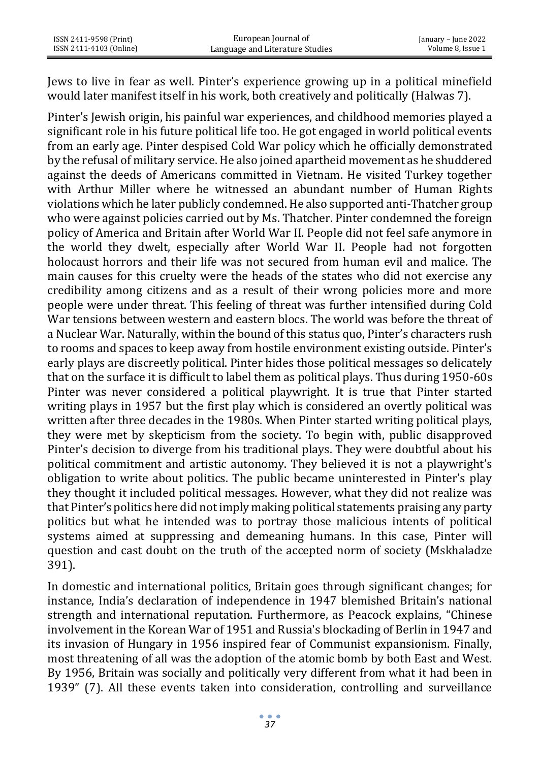Jews to live in fear as well. Pinter's experience growing up in a political minefield would later manifest itself in his work, both creatively and politically (Halwas 7).

Pinter's Jewish origin, his painful war experiences, and childhood memories played a significant role in his future political life too. He got engaged in world political events from an early age. Pinter despised Cold War policy which he officially demonstrated by the refusal of military service. He also joined apartheid movement as he shuddered against the deeds of Americans committed in Vietnam. He visited Turkey together with Arthur Miller where he witnessed an abundant number of Human Rights violations which he later publicly condemned. He also supported anti-Thatcher group who were against policies carried out by Ms. Thatcher. Pinter condemned the foreign policy of America and Britain after World War II. People did not feel safe anymore in the world they dwelt, especially after World War II. People had not forgotten holocaust horrors and their life was not secured from human evil and malice. The main causes for this cruelty were the heads of the states who did not exercise any credibility among citizens and as a result of their wrong policies more and more people were under threat. This feeling of threat was further intensified during Cold War tensions between western and eastern blocs. The world was before the threat of a Nuclear War. Naturally, within the bound of this status quo, Pinter's characters rush to rooms and spaces to keep away from hostile environment existing outside. Pinter's early plays are discreetly political. Pinter hides those political messages so delicately that on the surface it is difficult to label them as political plays. Thus during 1950-60s Pinter was never considered a political playwright. It is true that Pinter started writing plays in 1957 but the first play which is considered an overtly political was written after three decades in the 1980s. When Pinter started writing political plays, they were met by skepticism from the society. To begin with, public disapproved Pinter's decision to diverge from his traditional plays. They were doubtful about his political commitment and artistic autonomy. They believed it is not a playwright's obligation to write about politics. The public became uninterested in Pinter's play they thought it included political messages. However, what they did not realize was that Pinter's politics here did not imply making political statements praising any party politics but what he intended was to portray those malicious intents of political systems aimed at suppressing and demeaning humans. In this case, Pinter will question and cast doubt on the truth of the accepted norm of society (Mskhaladze 391).

In domestic and international politics, Britain goes through significant changes; for instance, India's declaration of independence in 1947 blemished Britain's national strength and international reputation. Furthermore, as Peacock explains, "Chinese involvement in the Korean War of 1951 and Russia's blockading of Berlin in 1947 and its invasion of Hungary in 1956 inspired fear of Communist expansionism. Finally, most threatening of all was the adoption of the atomic bomb by both East and West. By 1956, Britain was socially and politically very different from what it had been in 1939" (7). All these events taken into consideration, controlling and surveillance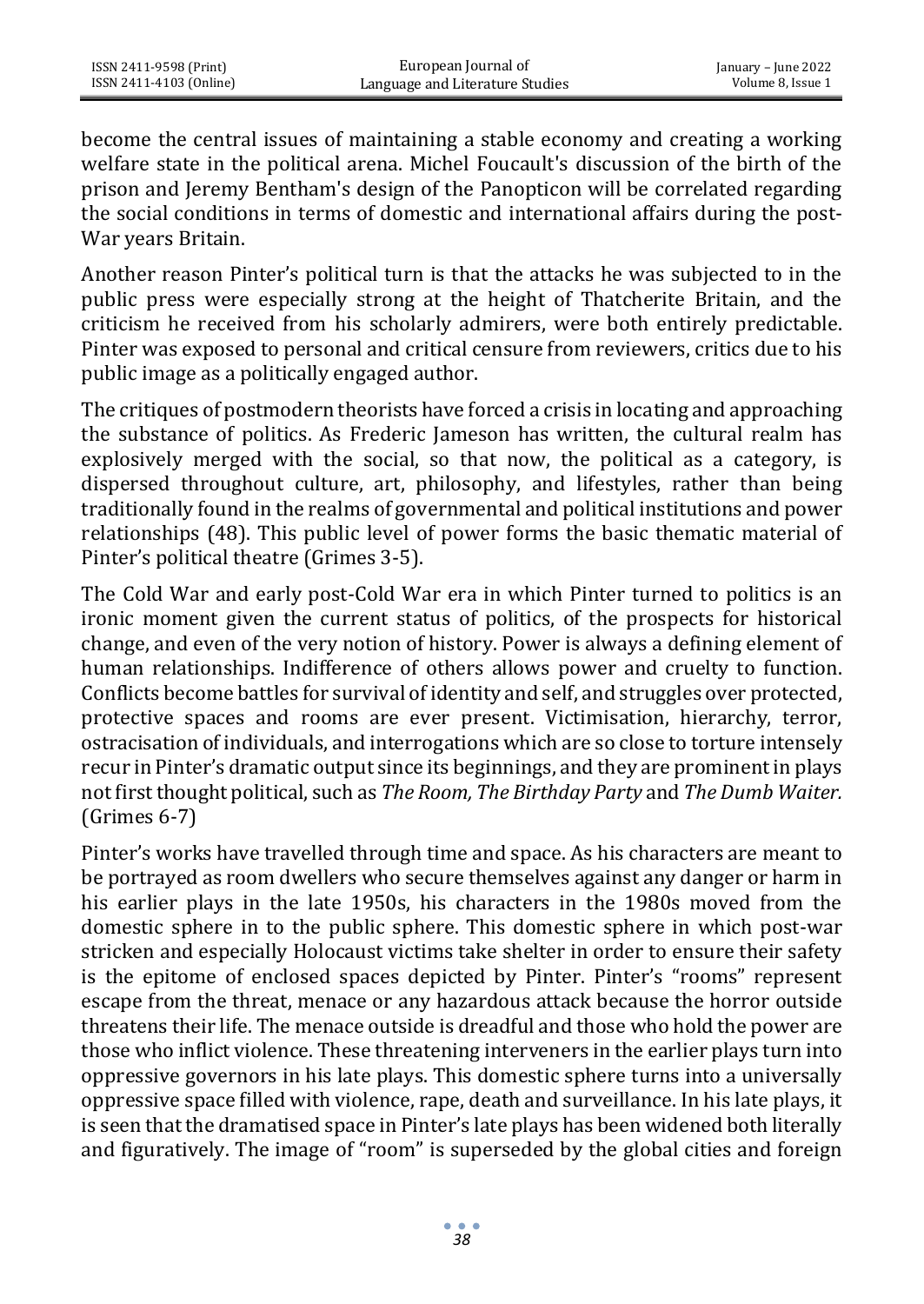become the central issues of maintaining a stable economy and creating a working welfare state in the political arena. Michel Foucault's discussion of the birth of the prison and Jeremy Bentham's design of the Panopticon will be correlated regarding the social conditions in terms of domestic and international affairs during the post-War years Britain.

Another reason Pinter's political turn is that the attacks he was subjected to in the public press were especially strong at the height of Thatcherite Britain, and the criticism he received from his scholarly admirers, were both entirely predictable. Pinter was exposed to personal and critical censure from reviewers, critics due to his public image as a politically engaged author.

The critiques of postmodern theorists have forced a crisis in locating and approaching the substance of politics. As Frederic Jameson has written, the cultural realm has explosively merged with the social, so that now, the political as a category, is dispersed throughout culture, art, philosophy, and lifestyles, rather than being traditionally found in the realms of governmental and political institutions and power relationships (48). This public level of power forms the basic thematic material of Pinter's political theatre (Grimes 3-5).

The Cold War and early post-Cold War era in which Pinter turned to politics is an ironic moment given the current status of politics, of the prospects for historical change, and even of the very notion of history. Power is always a defining element of human relationships. Indifference of others allows power and cruelty to function. Conflicts become battles for survival of identity and self, and struggles over protected, protective spaces and rooms are ever present. Victimisation, hierarchy, terror, ostracisation of individuals, and interrogations which are so close to torture intensely recur in Pinter's dramatic output since its beginnings, and they are prominent in plays not first thought political, such as *The Room, The Birthday Party* and *The Dumb Waiter.* (Grimes 6-7)

Pinter's works have travelled through time and space. As his characters are meant to be portrayed as room dwellers who secure themselves against any danger or harm in his earlier plays in the late 1950s, his characters in the 1980s moved from the domestic sphere in to the public sphere. This domestic sphere in which post-war stricken and especially Holocaust victims take shelter in order to ensure their safety is the epitome of enclosed spaces depicted by Pinter. Pinter's "rooms" represent escape from the threat, menace or any hazardous attack because the horror outside threatens their life. The menace outside is dreadful and those who hold the power are those who inflict violence. These threatening interveners in the earlier plays turn into oppressive governors in his late plays. This domestic sphere turns into a universally oppressive space filled with violence, rape, death and surveillance. In his late plays, it is seen that the dramatised space in Pinter's late plays has been widened both literally and figuratively. The image of "room" is superseded by the global cities and foreign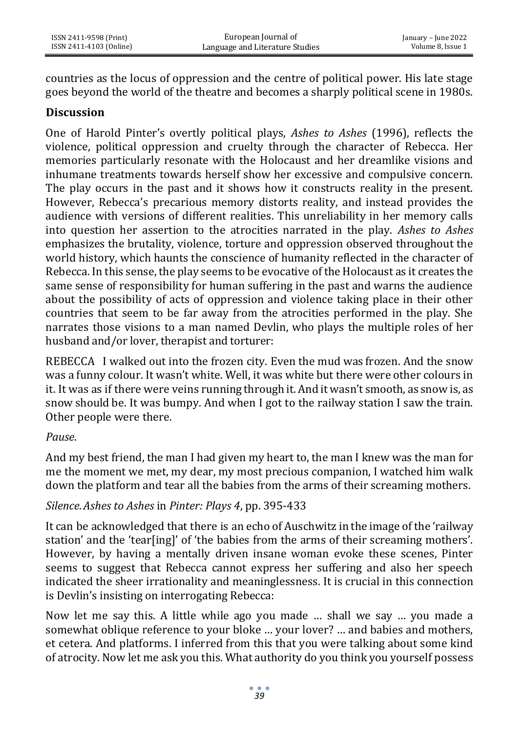countries as the locus of oppression and the centre of political power. His late stage goes beyond the world of the theatre and becomes a sharply political scene in 1980s.

## Discussion

One of Harold Pinter's overtly political plays, *Ashes to Ashes* (1996), reflects the violence, political oppression and cruelty through the character of Rebecca. Her memories particularly resonate with the Holocaust and her dreamlike visions and inhumane treatments towards herself show her excessive and compulsive concern. The play occurs in the past and it shows how it constructs reality in the present. However, Rebecca's precarious memory distorts reality, and instead provides the audience with versions of different realities. This unreliability in her memory calls into question her assertion to the atrocities narrated in the play. *Ashes to Ashes* emphasizes the brutality, violence, torture and oppression observed throughout the world history, which haunts the conscience of humanity reflected in the character of Rebecca. In this sense, the play seems to be evocative of the Holocaust as it creates the same sense of responsibility for human suffering in the past and warns the audience about the possibility of acts of oppression and violence taking place in their other countries that seem to be far away from the atrocities performed in the play. She narrates those visions to a man named Devlin, who plays the multiple roles of her husband and/or lover, therapist and torturer:

REBECCA I walked out into the frozen city. Even the mud was frozen. And the snow was a funny colour. It wasn't white. Well, it was white but there were other colours in it. It was as if there were veins running through it. And it wasn't smooth, as snow is, as snow should be. It was bumpy. And when I got to the railway station I saw the train. Other people were there.

*Pause*.

And my best friend, the man I had given my heart to, the man I knew was the man for me the moment we met, my dear, my most precious companion, I watched him walk down the platform and tear all the babies from the arms of their screaming mothers.

*Silence. Ashes to Ashes* in *Pinter: Plays 4*, pp. 395-433

It can be acknowledged that there is an echo of Auschwitz in the image of the 'railway station' and the 'tear[ing]' of 'the babies from the arms of their screaming mothers'. However, by having a mentally driven insane woman evoke these scenes, Pinter seems to suggest that Rebecca cannot express her suffering and also her speech indicated the sheer irrationality and meaninglessness. It is crucial in this connection is Devlin's insisting on interrogating Rebecca:

Now let me say this. A little while ago you made … shall we say … you made a somewhat oblique reference to your bloke … your lover? … and babies and mothers, et cetera. And platforms. I inferred from this that you were talking about some kind of atrocity. Now let me ask you this. What authority do you think you yourself possess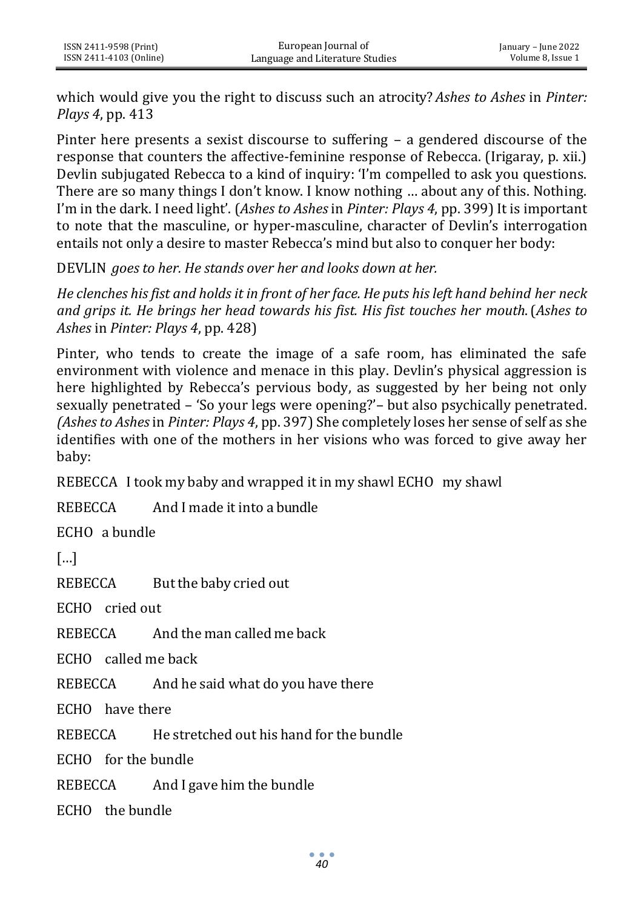which would give you the right to discuss such an atrocity? *Ashes to Ashes* in *Pinter: Plays 4*, pp. 413

Pinter here presents a sexist discourse to suffering – a gendered discourse of the response that counters the affective-feminine response of Rebecca. (Irigaray, p. xii.) Devlin subjugated Rebecca to a kind of inquiry: 'I'm compelled to ask you questions. There are so many things I don't know. I know nothing … about any of this. Nothing. I'm in the dark. I need light'. (*Ashes to Ashes* in *Pinter: Plays 4*, pp. 399) It is important to note that the masculine, or hyper-masculine, character of Devlin's interrogation entails not only a desire to master Rebecca's mind but also to conquer her body:

DEVLIN *goes to her. He stands over her and looks down at her.*

*He clenches his fist and holds it in front of her face. He puts his left hand behind her neck and grips it. He brings her head towards his fist. His fist touches her mouth.* (*Ashes to Ashes* in *Pinter: Plays 4*, pp. 428)

Pinter, who tends to create the image of a safe room, has eliminated the safe environment with violence and menace in this play. Devlin's physical aggression is here highlighted by Rebecca's pervious body, as suggested by her being not only sexually penetrated – 'So your legs were opening?'– but also psychically penetrated. *(Ashes to Ashes* in *Pinter: Plays 4*, pp. 397) She completely loses her sense of self as she identifies with one of the mothers in her visions who was forced to give away her baby:

REBECCA I took my baby and wrapped it in my shawl ECHO my shawl

REBECCA And I made it into a bundle

ECHO a bundle

[…]

REBECCA But the baby cried out

ECHO cried out

REBECCA And the man called me back

ECHO called me back

REBECCA And he said what do you have there

ECHO have there

REBECCA He stretched out his hand for the bundle

ECHO for the bundle

REBECCA And I gave him the bundle

ECHO the bundle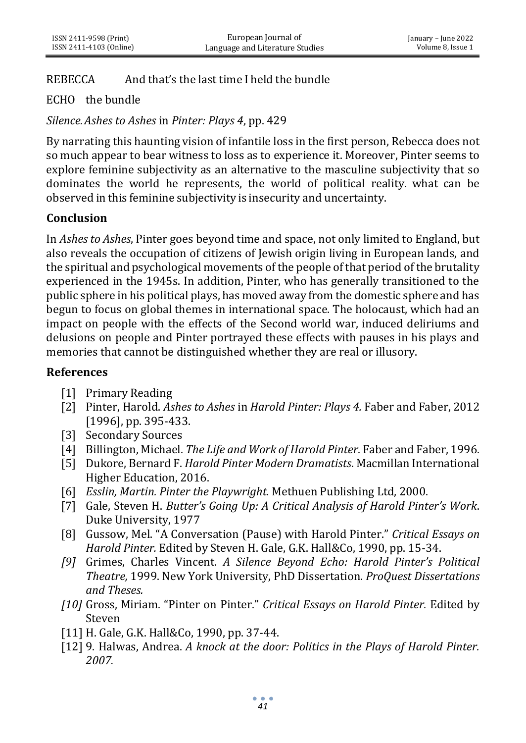REBECCA And that's the last time I held the bundle

ECHO the bundle

*Silence. Ashes to Ashes* in *Pinter: Plays 4*, pp. 429

By narrating this haunting vision of infantile loss in the first person, Rebecca does not so much appear to bear witness to loss as to experience it. Moreover, Pinter seems to explore feminine subjectivity as an alternative to the masculine subjectivity that so dominates the world he represents, the world of political reality. what can be observed in this feminine subjectivity is insecurity and uncertainty.

## Conclusion

In *Ashes to Ashes*, Pinter goes beyond time and space, not only limited to England, but also reveals the occupation of citizens of Jewish origin living in European lands, and the spiritual and psychological movements of the people of that period of the brutality experienced in the 1945s. In addition, Pinter, who has generally transitioned to the public sphere in his political plays, has moved away from the domestic sphere and has begun to focus on global themes in international space. The holocaust, which had an impact on people with the effects of the Second world war, induced deliriums and delusions on people and Pinter portrayed these effects with pauses in his plays and memories that cannot be distinguished whether they are real or illusory.

## References

[1] Primary Reading

[2] Pinter, Harold. *Ashes to Ashes* in *Harold Pinter: Plays 4.* Faber and Faber, 2012 [1996], pp. 395-433.

[3] Secondary Sources

[4] Billington, Michael. *The Life and Work of Harold Pinter*. Faber and Faber, 1996.

[5] Dukore, Bernard F. *Harold Pinter Modern Dramatists*. Macmillan International Higher Education, 2016.

[6] *Esslin, Martin. Pinter the Playwright.* Methuen Publishing Ltd, 2000.

[7] Gale, Steven H. *Butter's Going Up: A Critical Analysis of Harold Pinter's Work*. Duke University, 1977

[8] Gussow, Mel. "A Conversation (Pause) with Harold Pinter." *Critical Essays on Harold Pinter.* Edited by Steven H. Gale, G.K. Hall&Co, 1990, pp. 15-34.

*[9]* Grimes, Charles Vincent. *A Silence Beyond Echo: Harold Pinter's Political Theatre,* 1999. New York University, PhD Dissertation. *ProQuest Dissertations and Theses.*

*[10]* Gross, Miriam. "Pinter on Pinter." *Critical Essays on Harold Pinter.* Edited by Steven

[11] H. Gale, G.K. Hall&Co, 1990, pp. 37-44.

[12] 9. Halwas, Andrea. *A knock at the door: Politics in the Plays of Harold Pinter. 2007.*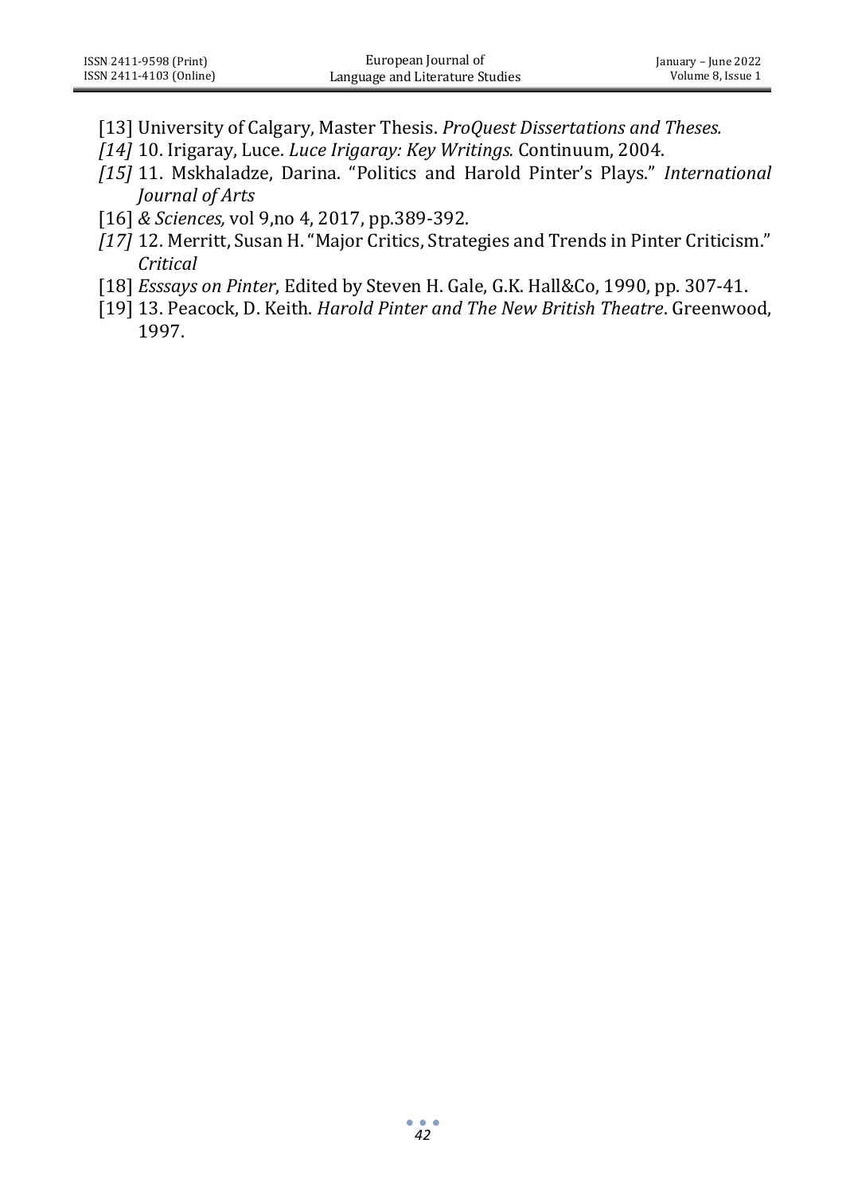[13] University of Calgary, Master Thesis. *ProQuest Dissertations and Theses.*

*[14]* 10. Irigaray, Luce. *Luce Irigaray: Key Writings.* Continuum, 2004.

*[15]* 11. Mskhaladze, Darina. "Politics and Harold Pinter's Plays." *International Journal of Arts*

[16] *& Sciences,* vol 9,no 4, 2017, pp.389-392.

*[17]* 12. Merritt, Susan H. "Major Critics, Strategies and Trends in Pinter Criticism." *Critical*

[18] *Esssays on Pinter*, Edited by Steven H. Gale, G.K. Hall&Co, 1990, pp. 307-41.

[19] 13. Peacock, D. Keith. *Harold Pinter and The New British Theatre*. Greenwood, 1997.